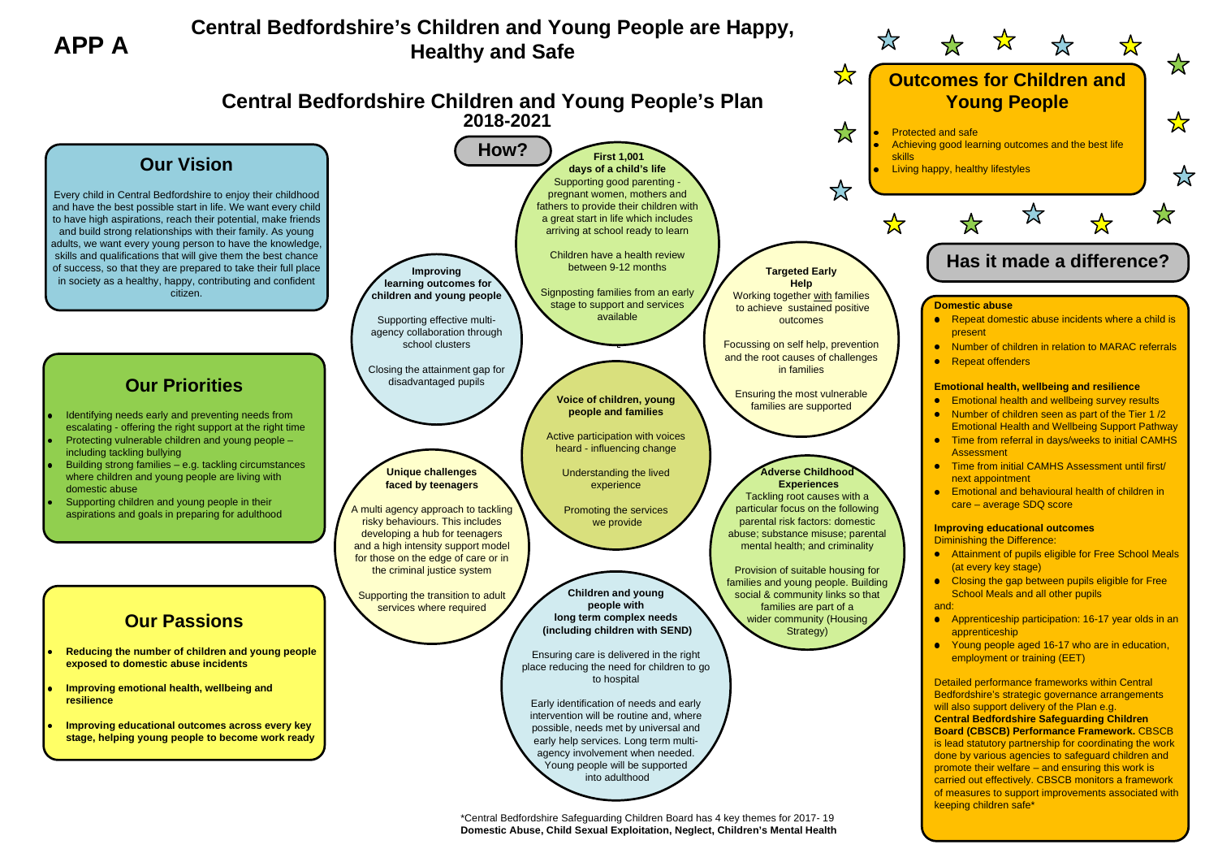**APP A**

# Central Bedfordshire's Children and Young People are Happy, Healthy and Safe

## Central Bedfordshire Children and Young People's Plan 2018-2021

## Our Vision

Every child in Central Bedfordshire to enjoy their childhood and have the best possible start in life. We want every child to have high aspirations, reach their potential, make friends and build strong relationships with their family. As young adults, we want every young person to have the knowledge, skills and qualifications that will give them the best chance of success, so that they are prepared to take their full place in society as a healthy, happy, contributing and confident citizen.

## Our Priorities

- Identifying needs early and preventing needs from escalating - offering the right support at the right time
- Protecting vulnerable children and young people – including tackling bullying
- Building strong families – e.g. tackling circumstances where children and young people are living with domestic abuse
- Supporting children and young people in their aspirations and goals in preparing for adulthood

## Our Passions

- **Reducing the number of children and young people exposed to domestic abuse incidents**
- **Improving emotional health, wellbeing and resilience**
- **Improving educational outcomes across every key stage, helping young people to become work ready**

## How?

**First 1,001 days of a child's life**

Supporting good parenting - pregnant women, mothers and fathers to provide their children with a great start in life which includes arriving at school ready to learn

Children have a health review between 9-12 months

Signposting families from an early stage to support and services available

**Improving learning outcomes for children and young people**

Supporting effective multi-agency collaboration through school clusters

Closing the attainment gap for disadvantaged pupils

**Targeted Early Help**

Working together with families to achieve sustained positive outcomes

Focussing on self help, prevention and the root causes of challenges in families

Ensuring the most vulnerable families are supported

**Voice of children, young people and families**

Active participation with voices heard - influencing change

Understanding the lived experience

Promoting the services we provide

**Unique challenges faced by teenagers**

A multi agency approach to tackling risky behaviours. This includes developing a hub for teenagers and a high intensity support model for those on the edge of care or in the criminal justice system

Supporting the transition to adult services where required

**Adverse Childhood Experiences**

Tackling root causes with a particular focus on the following parental risk factors: domestic abuse; substance misuse; parental mental health; and criminality

Provision of suitable housing for families and young people. Building social & community links so that families are part of a wider community (Housing Strategy)

**Children and young people with long term complex needs (including children with SEND)**

Ensuring care is delivered in the right place reducing the need for children to go to hospital

Early identification of needs and early intervention will be routine and, where possible, needs met by universal and early help services. Long term multi-agency involvement when needed. Young people will be supported into adulthood

*Central Bedfordshire Safeguarding Children Board has 4 key themes for 2017- 19
**Domestic Abuse, Child Sexual Exploitation, Neglect, Children's Mental Health**

## Outcomes for Children and Young People

- Protected and safe
- Achieving good learning outcomes and the best life skills
- Living happy, healthy lifestyles

## Has it made a difference?

**Domestic abuse**

- Repeat domestic abuse incidents where a child is present
- Number of children in relation to MARAC referrals
- Repeat offenders

**Emotional health, wellbeing and resilience**

- Emotional health and wellbeing survey results
- Number of children seen as part of the Tier 1 /2 Emotional Health and Wellbeing Support Pathway
- Time from referral in days/weeks to initial CAMHS Assessment
- Time from initial CAMHS Assessment until first/ next appointment
- Emotional and behavioural health of children in care – average SDQ score

**Improving educational outcomes**

Diminishing the Difference:

- Attainment of pupils eligible for Free School Meals (at every key stage)
- Closing the gap between pupils eligible for Free School Meals and all other pupils

and:

- Apprenticeship participation: 16-17 year olds in an apprenticeship
- Young people aged 16-17 who are in education, employment or training (EET)

Detailed performance frameworks within Central Bedfordshire's strategic governance arrangements will also support delivery of the Plan e.g. **Central Bedfordshire Safeguarding Children Board (CBSCB) Performance Framework.** CBSCB is lead statutory partnership for coordinating the work done by various agencies to safeguard children and promote their welfare – and ensuring this work is carried out effectively. CBSCB monitors a framework of measures to support improvements associated with keeping children safe*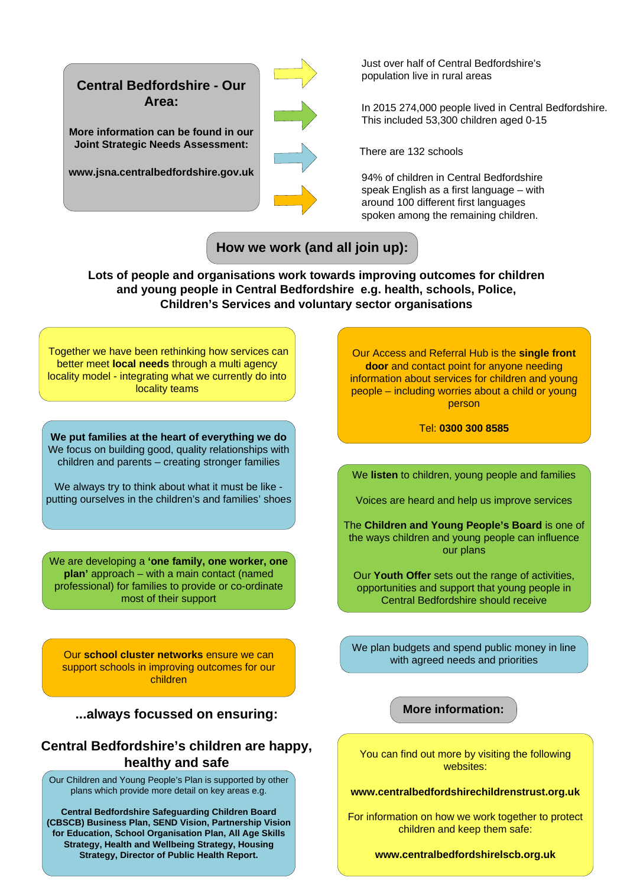## Central Bedfordshire - Our Area:

**More information can be found in our Joint Strategic Needs Assessment:**

**www.jsna.centralbedfordshire.gov.uk**

Just over half of Central Bedfordshire's population live in rural areas

In 2015 274,000 people lived in Central Bedfordshire. This included 53,300 children aged 0-15

There are 132 schools

94% of children in Central Bedfordshire speak English as a first language – with around 100 different first languages spoken among the remaining children.

## How we work (and all join up):

**Lots of people and organisations work towards improving outcomes for children and young people in Central Bedfordshire e.g. health, schools, Police, Children's Services and voluntary sector organisations**

Together we have been rethinking how services can better meet **local needs** through a multi agency locality model - integrating what we currently do into locality teams

**We put families at the heart of everything we do**
We focus on building good, quality relationships with children and parents – creating stronger families

We always try to think about what it must be like - putting ourselves in the children's and families' shoes

We are developing a **'one family, one worker, one plan'** approach – with a main contact (named professional) for families to provide or co-ordinate most of their support

Our **school cluster networks** ensure we can support schools in improving outcomes for our children

Our Access and Referral Hub is the **single front door** and contact point for anyone needing information about services for children and young people – including worries about a child or young person

Tel: **0300 300 8585**

We **listen** to children, young people and families

Voices are heard and help us improve services

The **Children and Young People's Board** is one of the ways children and young people can influence our plans

Our **Youth Offer** sets out the range of activities, opportunities and support that young people in Central Bedfordshire should receive

We plan budgets and spend public money in line with agreed needs and priorities

### ...always focussed on ensuring:

### Central Bedfordshire's children are happy, healthy and safe

Our Children and Young People's Plan is supported by other plans which provide more detail on key areas e.g.

**Central Bedfordshire Safeguarding Children Board (CBSCB) Business Plan, SEND Vision, Partnership Vision for Education, School Organisation Plan, All Age Skills Strategy, Health and Wellbeing Strategy, Housing Strategy, Director of Public Health Report.**

### More information:

You can find out more by visiting the following websites:

**www.centralbedfordshirechildrenstrust.org.uk**

For information on how we work together to protect children and keep them safe:

**www.centralbedfordshirelscb.org.uk**